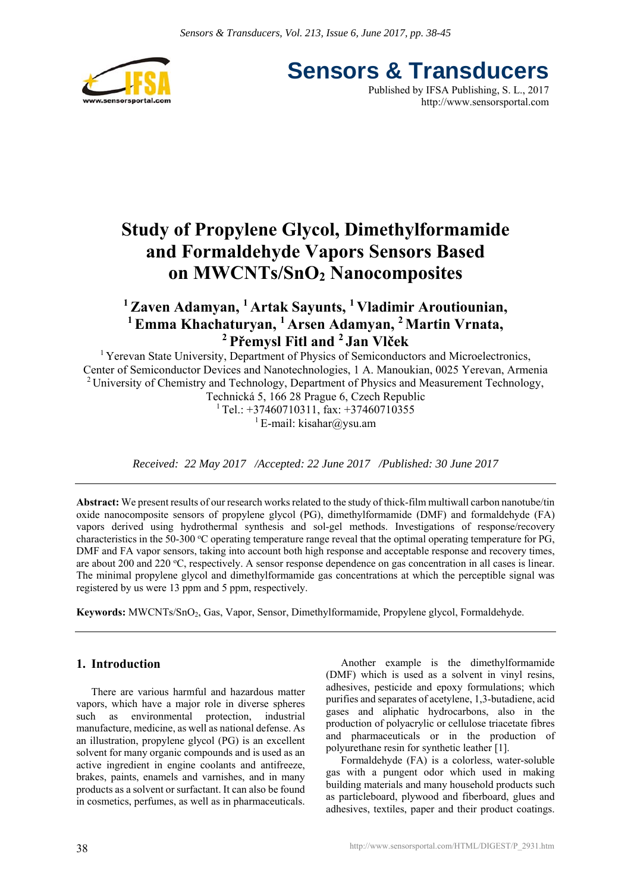# Study of Propylene Glycol, Dimethylformamide and Formaldehyde Vapors Sensors Based on MWCNTs/$SnO_2$ Nanocomposites

**[1] Zaven Adamyan, [1] Artak Sayunts, [1] Vladimir Aroutiounian, [1] Emma Khachaturyan, [1] Arsen Adamyan, [2] Martin Vrnata, [2] Přemysl Fitl and [2] Jan Vlček**

[1] Yerevan State University, Department of Physics of Semiconductors and Microelectronics, Center of Semiconductor Devices and Nanotechnologies, 1 A. Manoukian, 0025 Yerevan, Armenia
[2] University of Chemistry and Technology, Department of Physics and Measurement Technology, Technická 5, 166 28 Prague 6, Czech Republic
[1] Tel.: +37460710311, fax: +37460710355
[1] E-mail: kisahar@ysu.am

*Received: 22 May 2017 /Accepted: 22 June 2017 /Published: 30 June 2017*

---

**Abstract:** We present results of our research works related to the study of thick-film multiwall carbon nanotube/tin oxide nanocomposite sensors of propylene glycol (PG), dimethylformamide (DMF) and formaldehyde (FA) vapors derived using hydrothermal synthesis and sol-gel methods. Investigations of response/recovery characteristics in the 50-300 °C operating temperature range reveal that the optimal operating temperature for PG, DMF and FA vapor sensors, taking into account both high response and acceptable response and recovery times, are about 200 and 220 °C, respectively. A sensor response dependence on gas concentration in all cases is linear. The minimal propylene glycol and dimethylformamide gas concentrations at which the perceptible signal was registered by us were 13 ppm and 5 ppm, respectively.

**Keywords:** MWCNTs/$SnO_2$, Gas, Vapor, Sensor, Dimethylformamide, Propylene glycol, Formaldehyde.

---

## 1. Introduction

There are various harmful and hazardous matter vapors, which have a major role in diverse spheres such as environmental protection, industrial manufacture, medicine, as well as national defense. As an illustration, propylene glycol (PG) is an excellent solvent for many organic compounds and is used as an active ingredient in engine coolants and antifreeze, brakes, paints, enamels and varnishes, and in many products as a solvent or surfactant. It can also be found in cosmetics, perfumes, as well as in pharmaceuticals.

Another example is the dimethylformamide (DMF) which is used as a solvent in vinyl resins, adhesives, pesticide and epoxy formulations; which purifies and separates of acetylene, 1,3-butadiene, acid gases and aliphatic hydrocarbons, also in the production of polyacrylic or cellulose triacetate fibres and pharmaceuticals or in the production of polyurethane resin for synthetic leather [1].

Formaldehyde (FA) is a colorless, water-soluble gas with a pungent odor which used in making building materials and many household products such as particleboard, plywood and fiberboard, glues and adhesives, textiles, paper and their product coatings.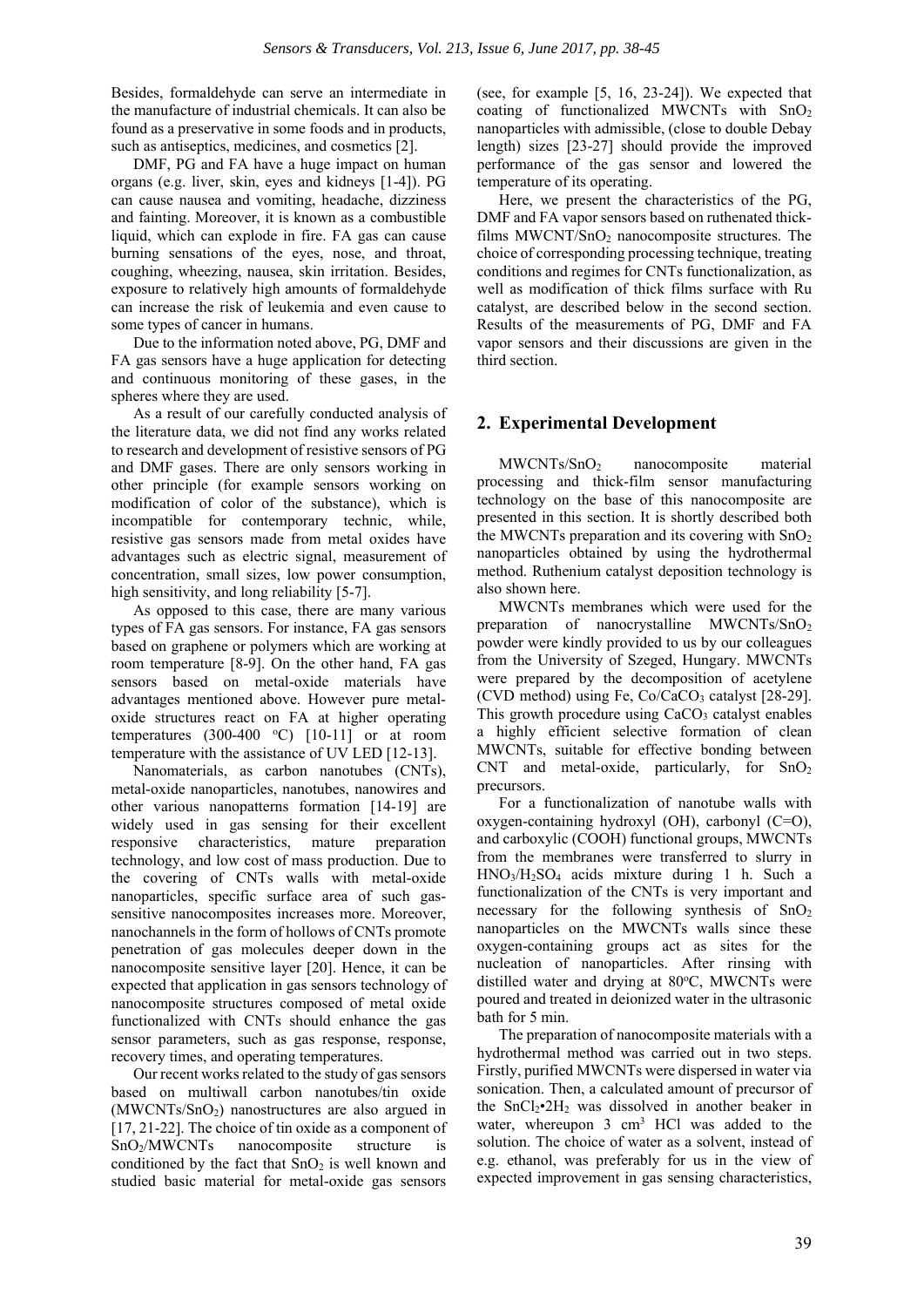Besides, formaldehyde can serve an intermediate in the manufacture of industrial chemicals. It can also be found as a preservative in some foods and in products, such as antiseptics, medicines, and cosmetics [2].

DMF, PG and FA have a huge impact on human organs (e.g. liver, skin, eyes and kidneys [1-4]). PG can cause nausea and vomiting, headache, dizziness and fainting. Moreover, it is known as a combustible liquid, which can explode in fire. FA gas can cause burning sensations of the eyes, nose, and throat, coughing, wheezing, nausea, skin irritation. Besides, exposure to relatively high amounts of formaldehyde can increase the risk of leukemia and even cause to some types of cancer in humans.

Due to the information noted above, PG, DMF and FA gas sensors have a huge application for detecting and continuous monitoring of these gases, in the spheres where they are used.

As a result of our carefully conducted analysis of the literature data, we did not find any works related to research and development of resistive sensors of PG and DMF gases. There are only sensors working in other principle (for example sensors working on modification of color of the substance), which is incompatible for contemporary technic, while, resistive gas sensors made from metal oxides have advantages such as electric signal, measurement of concentration, small sizes, low power consumption, high sensitivity, and long reliability [5-7].

As opposed to this case, there are many various types of FA gas sensors. For instance, FA gas sensors based on graphene or polymers which are working at room temperature [8-9]. On the other hand, FA gas sensors based on metal-oxide materials have advantages mentioned above. However pure metal-oxide structures react on FA at higher operating temperatures (300-400 $^{o}$C) [10-11] or at room temperature with the assistance of UV LED [12-13].

Nanomaterials, as carbon nanotubes (CNTs), metal-oxide nanoparticles, nanotubes, nanowires and other various nanopatterns formation [14-19] are widely used in gas sensing for their excellent responsive characteristics, mature preparation technology, and low cost of mass production. Due to the covering of CNTs walls with metal-oxide nanoparticles, specific surface area of such gas-sensitive nanocomposites increases more. Moreover, nanochannels in the form of hollows of CNTs promote penetration of gas molecules deeper down in the nanocomposite sensitive layer [20]. Hence, it can be expected that application in gas sensors technology of nanocomposite structures composed of metal oxide functionalized with CNTs should enhance the gas sensor parameters, such as gas response, response, recovery times, and operating temperatures.

Our recent works related to the study of gas sensors based on multiwall carbon nanotubes/tin oxide (MWCNTs/$SnO_2$) nanostructures are also argued in [17, 21-22]. The choice of tin oxide as a component of $SnO_2$/MWCNTs nanocomposite structure is conditioned by the fact that $SnO_2$ is well known and studied basic material for metal-oxide gas sensors (see, for example [5, 16, 23-24]). We expected that coating of functionalized MWCNTs with $SnO_2$ nanoparticles with admissible, (close to double Debay length) sizes [23-27] should provide the improved performance of the gas sensor and lowered the temperature of its operating.

Here, we present the characteristics of the PG, DMF and FA vapor sensors based on ruthenated thick-films MWCNT/$SnO_2$ nanocomposite structures. The choice of corresponding processing technique, treating conditions and regimes for CNTs functionalization, as well as modification of thick films surface with Ru catalyst, are described below in the second section. Results of the measurements of PG, DMF and FA vapor sensors and their discussions are given in the third section.

## 2. Experimental Development

MWCNTs/$SnO_2$ nanocomposite material processing and thick-film sensor manufacturing technology on the base of this nanocomposite are presented in this section. It is shortly described both the MWCNTs preparation and its covering with $SnO_2$ nanoparticles obtained by using the hydrothermal method. Ruthenium catalyst deposition technology is also shown here.

MWCNTs membranes which were used for the preparation of nanocrystalline MWCNTs/$SnO_2$ powder were kindly provided to us by our colleagues from the University of Szeged, Hungary. MWCNTs were prepared by the decomposition of acetylene (CVD method) using Fe, Co/$CaCO_3$ catalyst [28-29]. This growth procedure using $CaCO_3$ catalyst enables a highly efficient selective formation of clean MWCNTs, suitable for effective bonding between CNT and metal-oxide, particularly, for $SnO_2$ precursors.

For a functionalization of nanotube walls with oxygen-containing hydroxyl (OH), carbonyl (C=O), and carboxylic (COOH) functional groups, MWCNTs from the membranes were transferred to slurry in $HNO_3$/$H_2SO_4$ acids mixture during 1 h. Such a functionalization of the CNTs is very important and necessary for the following synthesis of $SnO_2$ nanoparticles on the MWCNTs walls since these oxygen-containing groups act as sites for the nucleation of nanoparticles. After rinsing with distilled water and drying at 80$^{o}$C, MWCNTs were poured and treated in deionized water in the ultrasonic bath for 5 min.

The preparation of nanocomposite materials with a hydrothermal method was carried out in two steps. Firstly, purified MWCNTs were dispersed in water via sonication. Then, a calculated amount of precursor of the $SnCl_2$•$2H_2$ was dissolved in another beaker in water, whereupon 3 cm$^3$ HCl was added to the solution. The choice of water as a solvent, instead of e.g. ethanol, was preferably for us in the view of expected improvement in gas sensing characteristics,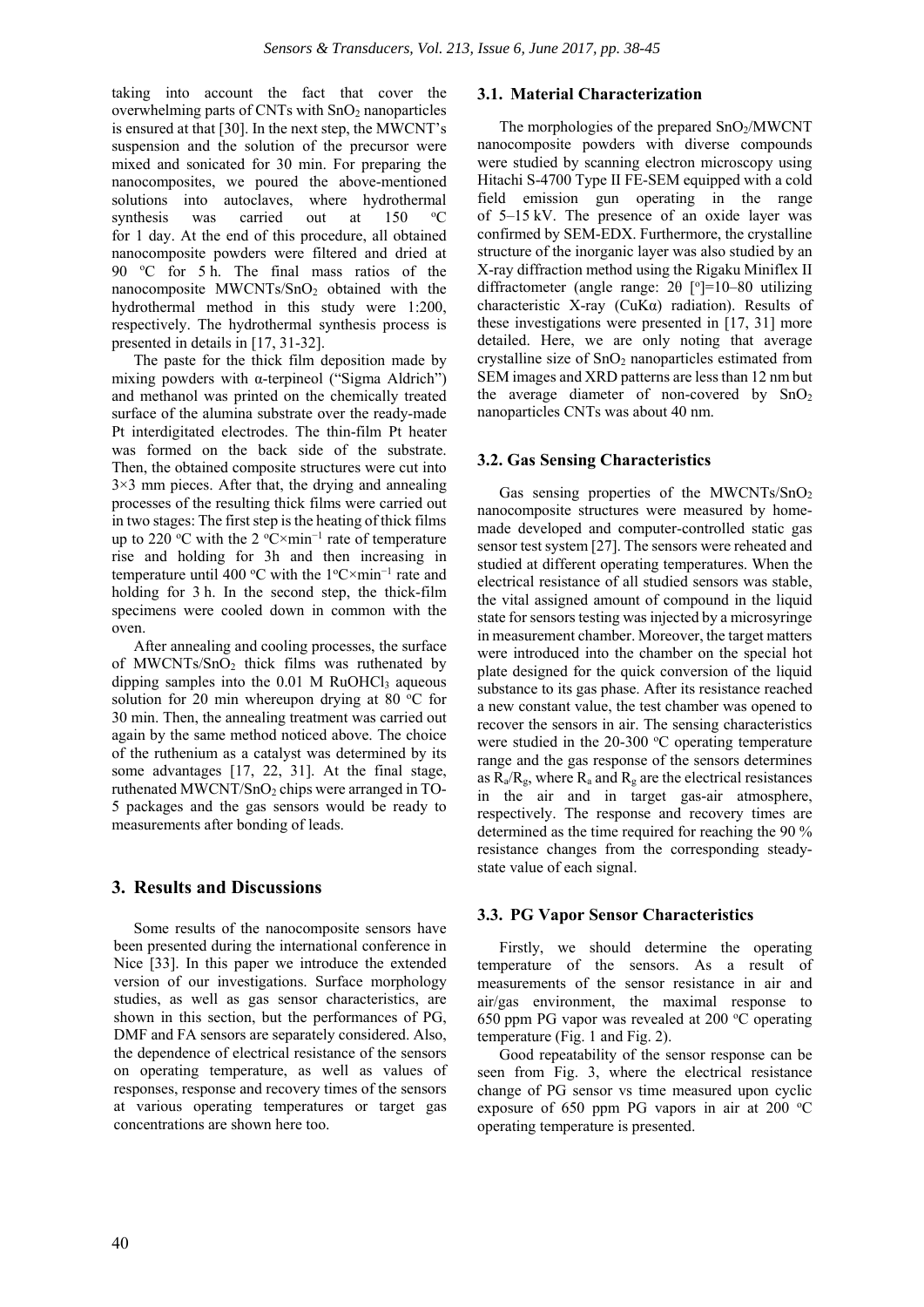taking into account the fact that cover the overwhelming parts of CNTs with $SnO_2$ nanoparticles is ensured at that [30]. In the next step, the MWCNT's suspension and the solution of the precursor were mixed and sonicated for 30 min. For preparing the nanocomposites, we poured the above-mentioned solutions into autoclaves, where hydrothermal synthesis was carried out at 150 °C for 1 day. At the end of this procedure, all obtained nanocomposite powders were filtered and dried at 90 °C for 5 h. The final mass ratios of the nanocomposite MWCNTs/$SnO_2$ obtained with the hydrothermal method in this study were 1:200, respectively. The hydrothermal synthesis process is presented in details in [17, 31-32].

The paste for the thick film deposition made by mixing powders with α-terpineol ("Sigma Aldrich") and methanol was printed on the chemically treated surface of the alumina substrate over the ready-made Pt interdigitated electrodes. The thin-film Pt heater was formed on the back side of the substrate. Then, the obtained composite structures were cut into 3×3 mm pieces. After that, the drying and annealing processes of the resulting thick films were carried out in two stages: The first step is the heating of thick films up to 220 °C with the 2 °C×min$^{-1}$ rate of temperature rise and holding for 3h and then increasing in temperature until 400 °C with the 1°C×min$^{-1}$ rate and holding for 3 h. In the second step, the thick-film specimens were cooled down in common with the oven.

After annealing and cooling processes, the surface of MWCNTs/$SnO_2$ thick films was ruthenated by dipping samples into the 0.01 M $RuOHCl_3$ aqueous solution for 20 min whereupon drying at 80 °C for 30 min. Then, the annealing treatment was carried out again by the same method noticed above. The choice of the ruthenium as a catalyst was determined by its some advantages [17, 22, 31]. At the final stage, ruthenated MWCNT/$SnO_2$ chips were arranged in TO-5 packages and the gas sensors would be ready to measurements after bonding of leads.

## 3. Results and Discussions

Some results of the nanocomposite sensors have been presented during the international conference in Nice [33]. In this paper we introduce the extended version of our investigations. Surface morphology studies, as well as gas sensor characteristics, are shown in this section, but the performances of PG, DMF and FA sensors are separately considered. Also, the dependence of electrical resistance of the sensors on operating temperature, as well as values of responses, response and recovery times of the sensors at various operating temperatures or target gas concentrations are shown here too.

### 3.1. Material Characterization

The morphologies of the prepared $SnO_2$/MWCNT nanocomposite powders with diverse compounds were studied by scanning electron microscopy using Hitachi S-4700 Type II FE-SEM equipped with a cold field emission gun operating in the range of 5–15 kV. The presence of an oxide layer was confirmed by SEM-EDX. Furthermore, the crystalline structure of the inorganic layer was also studied by an X-ray diffraction method using the Rigaku Miniflex II diffractometer (angle range: 2θ [°]=10–80 utilizing characteristic X-ray (CuKα) radiation). Results of these investigations were presented in [17, 31] more detailed. Here, we are only noting that average crystalline size of $SnO_2$ nanoparticles estimated from SEM images and XRD patterns are less than 12 nm but the average diameter of non-covered by $SnO_2$ nanoparticles CNTs was about 40 nm.

### 3.2. Gas Sensing Characteristics

Gas sensing properties of the MWCNTs/$SnO_2$ nanocomposite structures were measured by home-made developed and computer-controlled static gas sensor test system [27]. The sensors were reheated and studied at different operating temperatures. When the electrical resistance of all studied sensors was stable, the vital assigned amount of compound in the liquid state for sensors testing was injected by a microsyringe in measurement chamber. Moreover, the target matters were introduced into the chamber on the special hot plate designed for the quick conversion of the liquid substance to its gas phase. After its resistance reached a new constant value, the test chamber was opened to recover the sensors in air. The sensing characteristics were studied in the 20-300 °C operating temperature range and the gas response of the sensors determines as $R_a/R_g$, where $R_a$ and $R_g$ are the electrical resistances in the air and in target gas-air atmosphere, respectively. The response and recovery times are determined as the time required for reaching the 90 % resistance changes from the corresponding steady-state value of each signal.

### 3.3. PG Vapor Sensor Characteristics

Firstly, we should determine the operating temperature of the sensors. As a result of measurements of the sensor resistance in air and air/gas environment, the maximal response to 650 ppm PG vapor was revealed at 200 °C operating temperature (Fig. 1 and Fig. 2).

Good repeatability of the sensor response can be seen from Fig. 3, where the electrical resistance change of PG sensor vs time measured upon cyclic exposure of 650 ppm PG vapors in air at 200 °C operating temperature is presented.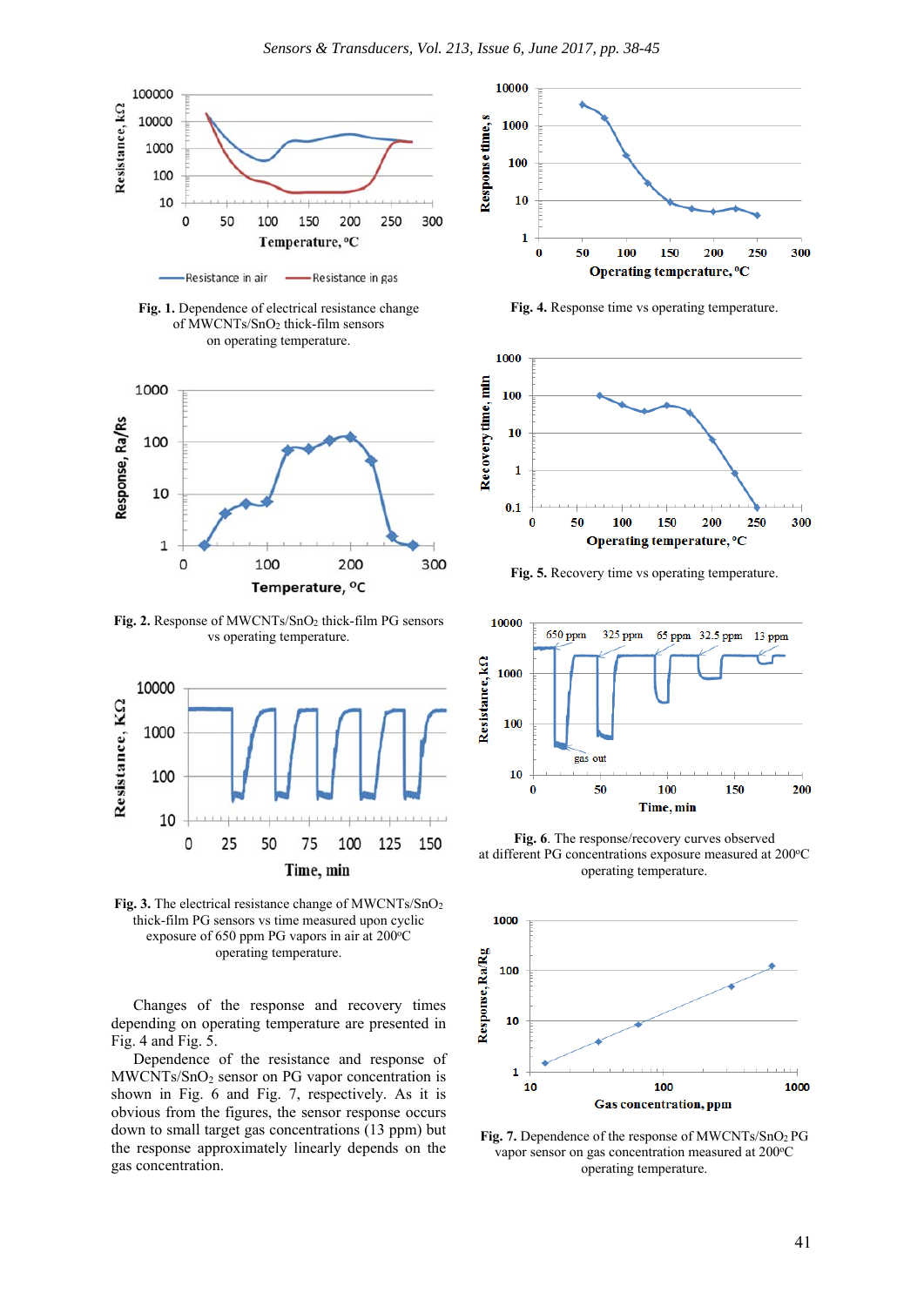Fig. 1. Dependence of electrical resistance change of MWCNTs/$SnO_2$ thick-film sensors on operating temperature.

Fig. 2. Response of MWCNTs/$SnO_2$ thick-film PG sensors vs operating temperature.

Fig. 3. The electrical resistance change of MWCNTs/$SnO_2$ thick-film PG sensors vs time measured upon cyclic exposure of 650 ppm PG vapors in air at 200°C operating temperature.

Changes of the response and recovery times depending on operating temperature are presented in Fig. 4 and Fig. 5.

Dependence of the resistance and response of MWCNTs/$SnO_2$ sensor on PG vapor concentration is shown in Fig. 6 and Fig. 7, respectively. As it is obvious from the figures, the sensor response occurs down to small target gas concentrations (13 ppm) but the response approximately linearly depends on the gas concentration.

Fig. 4. Response time vs operating temperature.

Fig. 5. Recovery time vs operating temperature.

Fig. 6. The response/recovery curves observed at different PG concentrations exposure measured at 200°C operating temperature.

Fig. 7. Dependence of the response of MWCNTs/$SnO_2$ PG vapor sensor on gas concentration measured at 200°C operating temperature.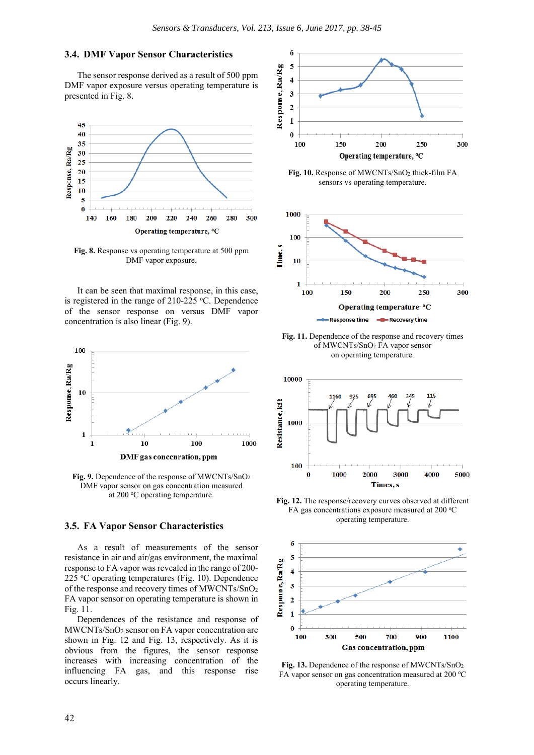### 3.4. DMF Vapor Sensor Characteristics

The sensor response derived as a result of 500 ppm DMF vapor exposure versus operating temperature is presented in Fig. 8.

**Fig. 8.** Response vs operating temperature at 500 ppm DMF vapor exposure.

It can be seen that maximal response, in this case, is registered in the range of 210-225 °C. Dependence of the sensor response on versus DMF vapor concentration is also linear (Fig. 9).

**Fig. 9.** Dependence of the response of MWCNTs/$SnO_2$ DMF vapor sensor on gas concentration measured at 200 °C operating temperature.

### 3.5. FA Vapor Sensor Characteristics

As a result of measurements of the sensor resistance in air and air/gas environment, the maximal response to FA vapor was revealed in the range of 200-225 °C operating temperatures (Fig. 10). Dependence of the response and recovery times of MWCNTs/$SnO_2$ FA vapor sensor on operating temperature is shown in Fig. 11.

Dependences of the resistance and response of MWCNTs/$SnO_2$ sensor on FA vapor concentration are shown in Fig. 12 and Fig. 13, respectively. As it is obvious from the figures, the sensor response increases with increasing concentration of the influencing FA gas, and this response rise occurs linearly.

**Fig. 10.** Response of MWCNTs/$SnO_2$ thick-film FA sensors vs operating temperature.

**Fig. 11.** Dependence of the response and recovery times of MWCNTs/$SnO_2$ FA vapor sensor on operating temperature.

**Fig. 12.** The response/recovery curves observed at different FA gas concentrations exposure measured at 200 °C operating temperature.

**Fig. 13.** Dependence of the response of MWCNTs/$SnO_2$ FA vapor sensor on gas concentration measured at 200 °C operating temperature.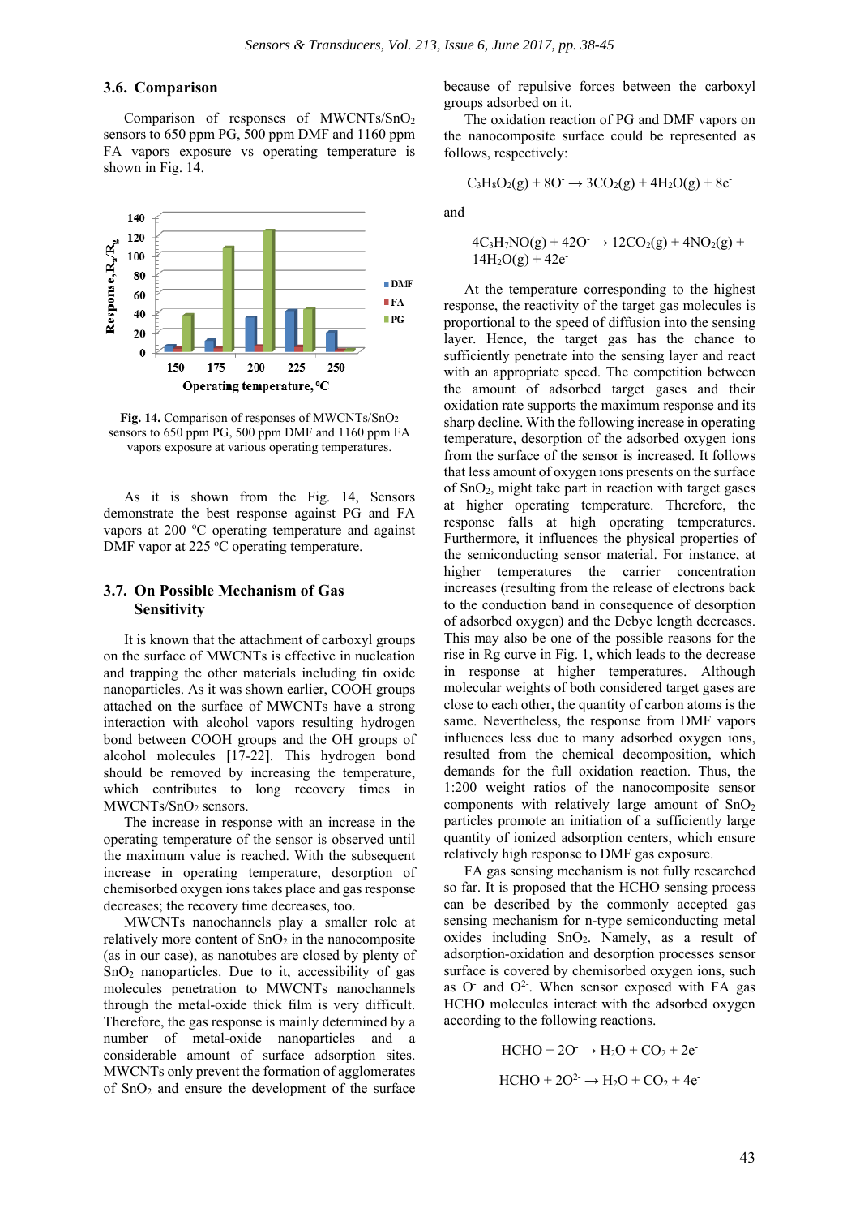### 3.6. Comparison

Comparison of responses of MWCNTs/$SnO_2$ sensors to 650 ppm PG, 500 ppm DMF and 1160 ppm FA vapors exposure vs operating temperature is shown in Fig. 14.

**Fig. 14.** Comparison of responses of MWCNTs/$SnO_2$ sensors to 650 ppm PG, 500 ppm DMF and 1160 ppm FA vapors exposure at various operating temperatures.

As it is shown from the Fig. 14, Sensors demonstrate the best response against PG and FA vapors at 200 °C operating temperature and against DMF vapor at 225 °C operating temperature.

### 3.7. On Possible Mechanism of Gas Sensitivity

It is known that the attachment of carboxyl groups on the surface of MWCNTs is effective in nucleation and trapping the other materials including tin oxide nanoparticles. As it was shown earlier, COOH groups attached on the surface of MWCNTs have a strong interaction with alcohol vapors resulting hydrogen bond between COOH groups and the OH groups of alcohol molecules [17-22]. This hydrogen bond should be removed by increasing the temperature, which contributes to long recovery times in MWCNTs/$SnO_2$ sensors.

The increase in response with an increase in the operating temperature of the sensor is observed until the maximum value is reached. With the subsequent increase in operating temperature, desorption of chemisorbed oxygen ions takes place and gas response decreases; the recovery time decreases, too.

MWCNTs nanochannels play a smaller role at relatively more content of $SnO_2$ in the nanocomposite (as in our case), as nanotubes are closed by plenty of $SnO_2$ nanoparticles. Due to it, accessibility of gas molecules penetration to MWCNTs nanochannels through the metal-oxide thick film is very difficult. Therefore, the gas response is mainly determined by a number of metal-oxide nanoparticles and a considerable amount of surface adsorption sites. MWCNTs only prevent the formation of agglomerates of $SnO_2$ and ensure the development of the surface because of repulsive forces between the carboxyl groups adsorbed on it.

The oxidation reaction of PG and DMF vapors on the nanocomposite surface could be represented as follows, respectively:

$$C_3H_8O_2(g) + 8O^- \rightarrow 3CO_2(g) + 4H_2O(g) + 8e^-$$

and

$$4C_3H_7NO(g) + 42O^- \rightarrow 12CO_2(g) + 4NO_2(g) + 14H_2O(g) + 42e^-$$

At the temperature corresponding to the highest response, the reactivity of the target gas molecules is proportional to the speed of diffusion into the sensing layer. Hence, the target gas has the chance to sufficiently penetrate into the sensing layer and react with an appropriate speed. The competition between the amount of adsorbed target gases and their oxidation rate supports the maximum response and its sharp decline. With the following increase in operating temperature, desorption of the adsorbed oxygen ions from the surface of the sensor is increased. It follows that less amount of oxygen ions presents on the surface of $SnO_2$, might take part in reaction with target gases at higher operating temperature. Therefore, the response falls at high operating temperatures. Furthermore, it influences the physical properties of the semiconducting sensor material. For instance, at higher temperatures the carrier concentration increases (resulting from the release of electrons back to the conduction band in consequence of desorption of adsorbed oxygen) and the Debye length decreases. This may also be one of the possible reasons for the rise in Rg curve in Fig. 1, which leads to the decrease in response at higher temperatures. Although molecular weights of both considered target gases are close to each other, the quantity of carbon atoms is the same. Nevertheless, the response from DMF vapors influences less due to many adsorbed oxygen ions, resulted from the chemical decomposition, which demands for the full oxidation reaction. Thus, the 1:200 weight ratios of the nanocomposite sensor components with relatively large amount of $SnO_2$ particles promote an initiation of a sufficiently large quantity of ionized adsorption centers, which ensure relatively high response to DMF gas exposure.

FA gas sensing mechanism is not fully researched so far. It is proposed that the HCHO sensing process can be described by the commonly accepted gas sensing mechanism for n-type semiconducting metal oxides including $SnO_2$. Namely, as a result of adsorption-oxidation and desorption processes sensor surface is covered by chemisorbed oxygen ions, such as $O^-$ and $O^{2-}$. When sensor exposed with FA gas HCHO molecules interact with the adsorbed oxygen according to the following reactions.

$$HCHO + 2O^- \rightarrow H_2O + CO_2 + 2e^-$$

$$HCHO + 2O^{2-} \rightarrow H_2O + CO_2 + 4e^-$$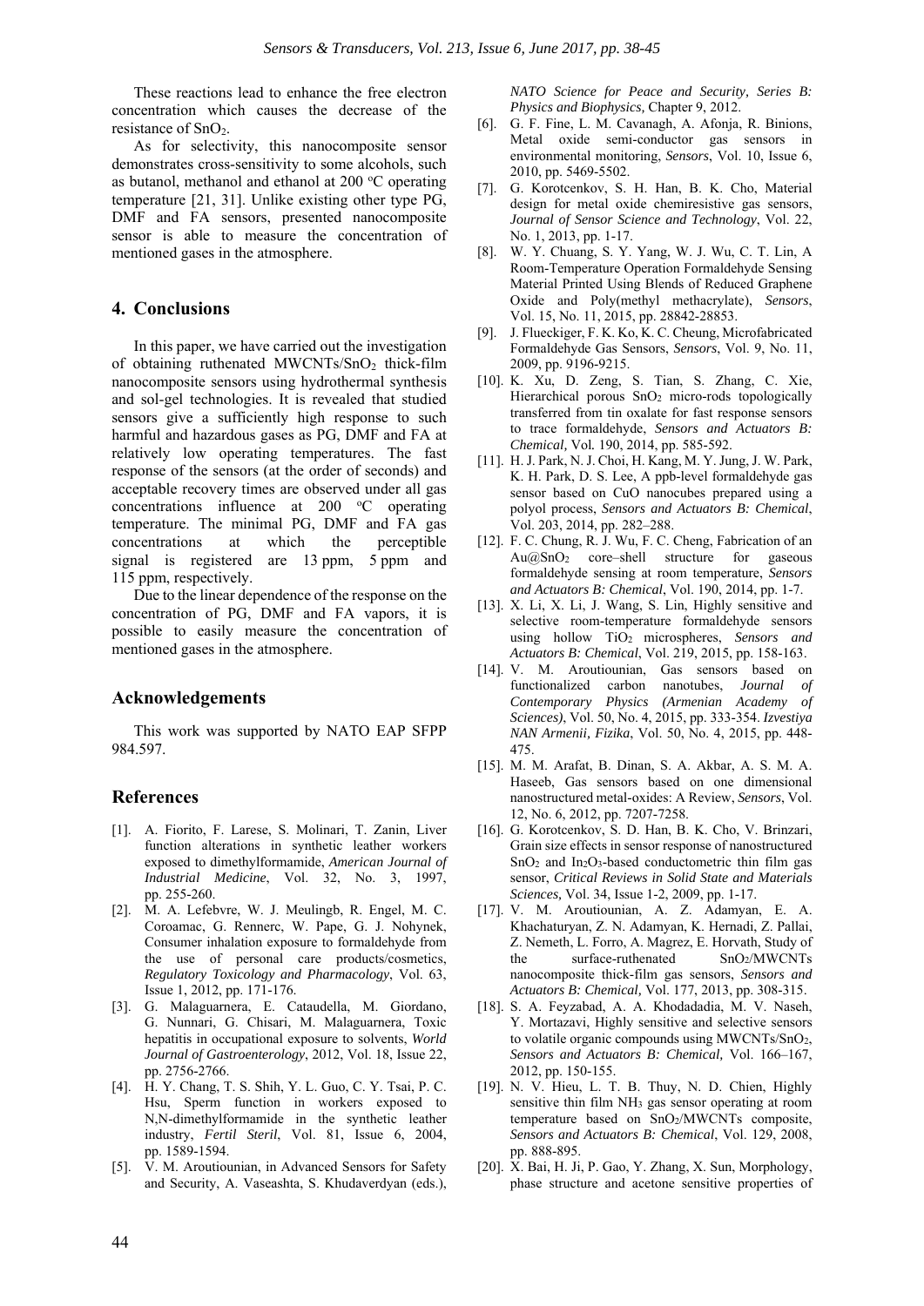These reactions lead to enhance the free electron concentration which causes the decrease of the resistance of $SnO_2$.

As for selectivity, this nanocomposite sensor demonstrates cross-sensitivity to some alcohols, such as butanol, methanol and ethanol at 200 °C operating temperature [21, 31]. Unlike existing other type PG, DMF and FA sensors, presented nanocomposite sensor is able to measure the concentration of mentioned gases in the atmosphere.

## 4. Conclusions

In this paper, we have carried out the investigation of obtaining ruthenated MWCNTs/$SnO_2$ thick-film nanocomposite sensors using hydrothermal synthesis and sol-gel technologies. It is revealed that studied sensors give a sufficiently high response to such harmful and hazardous gases as PG, DMF and FA at relatively low operating temperatures. The fast response of the sensors (at the order of seconds) and acceptable recovery times are observed under all gas concentrations influence at 200 °C operating temperature. The minimal PG, DMF and FA gas concentrations at which the perceptible signal is registered are 13 ppm, 5 ppm and 115 ppm, respectively.

Due to the linear dependence of the response on the concentration of PG, DMF and FA vapors, it is possible to easily measure the concentration of mentioned gases in the atmosphere.

## Acknowledgements

This work was supported by NATO EAP SFPP 984.597.

## References

[1]. A. Fiorito, F. Larese, S. Molinari, T. Zanin, Liver function alterations in synthetic leather workers exposed to dimethylformamide, *American Journal of Industrial Medicine*, Vol. 32, No. 3, 1997, pp. 255-260.

[2]. M. A. Lefebvre, W. J. Meulingb, R. Engel, M. C. Coroamac, G. Rennerc, W. Pape, G. J. Nohynek, Consumer inhalation exposure to formaldehyde from the use of personal care products/cosmetics, *Regulatory Toxicology and Pharmacology*, Vol. 63, Issue 1, 2012, pp. 171-176.

[3]. G. Malaguarnera, E. Cataudella, M. Giordano, G. Nunnari, G. Chisari, M. Malaguarnera, Toxic hepatitis in occupational exposure to solvents, *World Journal of Gastroenterology*, 2012, Vol. 18, Issue 22, pp. 2756-2766.

[4]. H. Y. Chang, T. S. Shih, Y. L. Guo, C. Y. Tsai, P. C. Hsu, Sperm function in workers exposed to N,N-dimethylformamide in the synthetic leather industry, *Fertil Steril*, Vol. 81, Issue 6, 2004, pp. 1589-1594.

[5]. V. M. Aroutiounian, in Advanced Sensors for Safety and Security, A. Vaseashta, S. Khudaverdyan (eds.), *NATO Science for Peace and Security, Series B: Physics and Biophysics*, Chapter 9, 2012.

[6]. G. F. Fine, L. M. Cavanagh, A. Afonja, R. Binions, Metal oxide semi-conductor gas sensors in environmental monitoring, *Sensors*, Vol. 10, Issue 6, 2010, pp. 5469-5502.

[7]. G. Korotcenkov, S. H. Han, B. K. Cho, Material design for metal oxide chemiresistive gas sensors, *Journal of Sensor Science and Technology*, Vol. 22, No. 1, 2013, pp. 1-17.

[8]. W. Y. Chuang, S. Y. Yang, W. J. Wu, C. T. Lin, A Room-Temperature Operation Formaldehyde Sensing Material Printed Using Blends of Reduced Graphene Oxide and Poly(methyl methacrylate), *Sensors*, Vol. 15, No. 11, 2015, pp. 28842-28853.

[9]. J. Flueckiger, F. K. Ko, K. C. Cheung, Microfabricated Formaldehyde Gas Sensors, *Sensors*, Vol. 9, No. 11, 2009, pp. 9196-9215.

[10]. K. Xu, D. Zeng, S. Tian, S. Zhang, C. Xie, Hierarchical porous $SnO_2$ micro-rods topologically transferred from tin oxalate for fast response sensors to trace formaldehyde, *Sensors and Actuators B: Chemical,* Vol. 190, 2014, pp. 585-592.

[11]. H. J. Park, N. J. Choi, H. Kang, M. Y. Jung, J. W. Park, K. H. Park, D. S. Lee, A ppb-level formaldehyde gas sensor based on CuO nanocubes prepared using a polyol process, *Sensors and Actuators B: Chemical*, Vol. 203, 2014, pp. 282–288.

[12]. F. C. Chung, R. J. Wu, F. C. Cheng, Fabrication of an Au@$SnO_2$ core–shell structure for gaseous formaldehyde sensing at room temperature, *Sensors and Actuators B: Chemical*, Vol. 190, 2014, pp. 1-7.

[13]. X. Li, X. Li, J. Wang, S. Lin, Highly sensitive and selective room-temperature formaldehyde sensors using hollow $TiO_2$ microspheres, *Sensors and Actuators B: Chemical*, Vol. 219, 2015, pp. 158-163.

[14]. V. M. Aroutiounian, Gas sensors based on functionalized carbon nanotubes, *Journal of Contemporary Physics (Armenian Academy of Sciences)*, Vol. 50, No. 4, 2015, pp. 333-354. *Izvestiya NAN Armenii, Fizika*, Vol. 50, No. 4, 2015, pp. 448-475.

[15]. M. M. Arafat, B. Dinan, S. A. Akbar, A. S. M. A. Haseeb, Gas sensors based on one dimensional nanostructured metal-oxides: A Review, *Sensors*, Vol. 12, No. 6, 2012, pp. 7207-7258.

[16]. G. Korotcenkov, S. D. Han, B. K. Cho, V. Brinzari, Grain size effects in sensor response of nanostructured $SnO_2$ and $In_2O_3$-based conductometric thin film gas sensor, *Critical Reviews in Solid State and Materials Sciences,* Vol. 34, Issue 1-2, 2009, pp. 1-17.

[17]. V. M. Aroutiounian, A. Z. Adamyan, E. A. Khachaturyan, Z. N. Adamyan, K. Hernadi, Z. Pallai, Z. Nemeth, L. Forro, A. Magrez, E. Horvath, Study of the surface-ruthenated $SnO_2$/MWCNTs nanocomposite thick-film gas sensors, *Sensors and Actuators B: Chemical,* Vol. 177, 2013, pp. 308-315.

[18]. S. A. Feyzabad, A. A. Khodadadia, M. V. Naseh, Y. Mortazavi, Highly sensitive and selective sensors to volatile organic compounds using MWCNTs/$SnO_2$, *Sensors and Actuators B: Chemical,* Vol. 166–167, 2012, pp. 150-155.

[19]. N. V. Hieu, L. T. B. Thuy, N. D. Chien, Highly sensitive thin film $NH_3$ gas sensor operating at room temperature based on $SnO_2$/MWCNTs composite, *Sensors and Actuators B: Chemical*, Vol. 129, 2008, pp. 888-895.

[20]. X. Bai, H. Ji, P. Gao, Y. Zhang, X. Sun, Morphology, phase structure and acetone sensitive properties of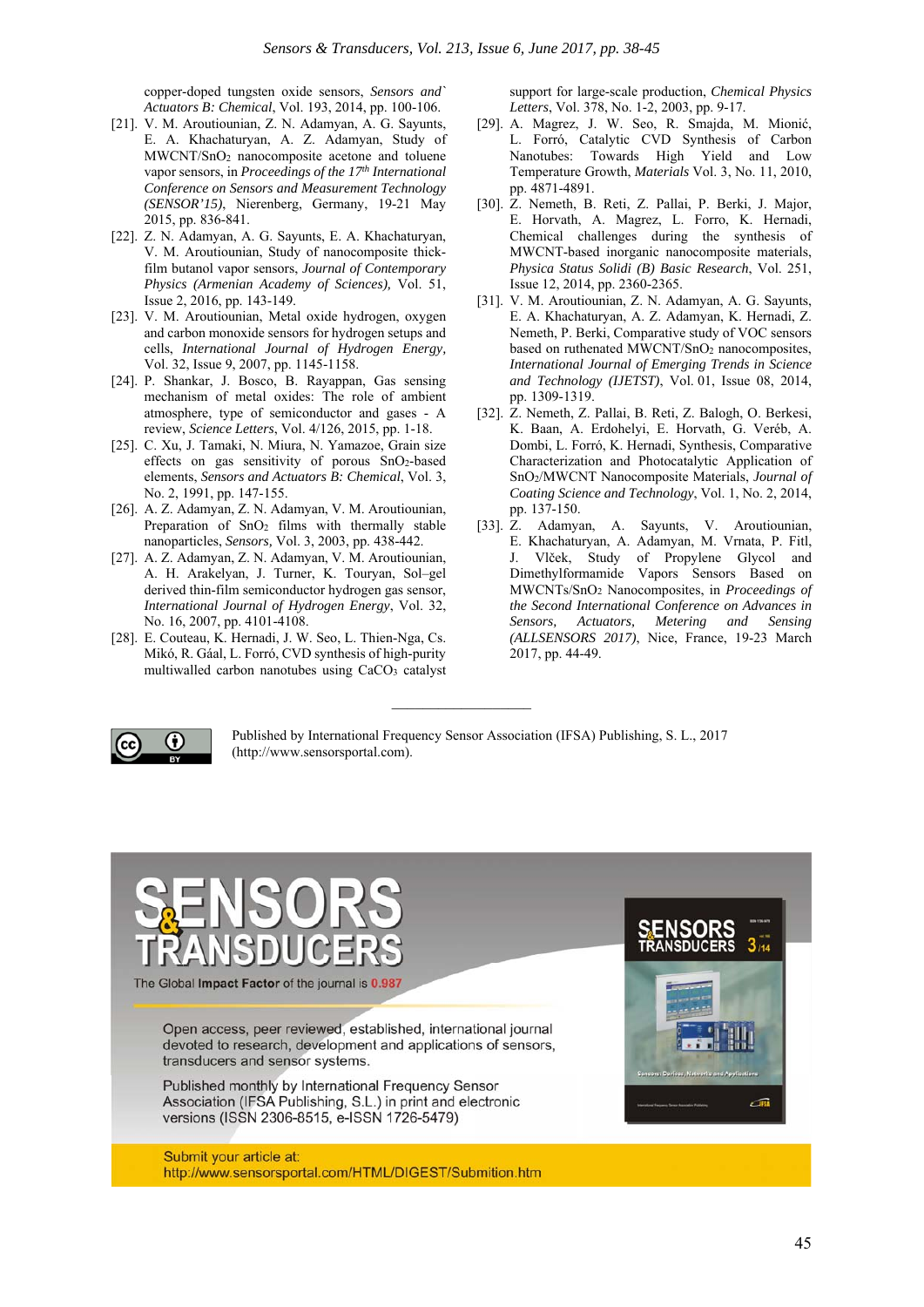copper-doped tungsten oxide sensors, *Sensors and` Actuators B: Chemical*, Vol. 193, 2014, pp. 100-106.

[21]. V. M. Aroutiounian, Z. N. Adamyan, A. G. Sayunts, E. A. Khachaturyan, A. Z. Adamyan, Study of MWCNT/$SnO_2$ nanocomposite acetone and toluene vapor sensors, in *Proceedings of the 17th International Conference on Sensors and Measurement Technology (SENSOR'15)*, Nierenberg, Germany, 19-21 May 2015, pp. 836-841.

[22]. Z. N. Adamyan, A. G. Sayunts, E. A. Khachaturyan, V. M. Aroutiounian, Study of nanocomposite thick-film butanol vapor sensors, *Journal of Contemporary Physics (Armenian Academy of Sciences),* Vol. 51, Issue 2, 2016, pp. 143-149.

[23]. V. M. Aroutiounian, Metal oxide hydrogen, oxygen and carbon monoxide sensors for hydrogen setups and cells, *International Journal of Hydrogen Energy,* Vol. 32, Issue 9, 2007, pp. 1145-1158.

[24]. P. Shankar, J. Bosco, B. Rayappan, Gas sensing mechanism of metal oxides: The role of ambient atmosphere, type of semiconductor and gases - A review, *Science Letters*, Vol. 4/126, 2015, pp. 1-18.

[25]. C. Xu, J. Tamaki, N. Miura, N. Yamazoe, Grain size effects on gas sensitivity of porous $SnO_2$-based elements, *Sensors and Actuators B: Chemical*, Vol. 3, No. 2, 1991, pp. 147-155.

[26]. A. Z. Adamyan, Z. N. Adamyan, V. M. Aroutiounian, Preparation of $SnO_2$ films with thermally stable nanoparticles, *Sensors,* Vol. 3, 2003, pp. 438-442.

[27]. A. Z. Adamyan, Z. N. Adamyan, V. M. Aroutiounian, A. H. Arakelyan, J. Turner, K. Touryan, Sol–gel derived thin-film semiconductor hydrogen gas sensor, *International Journal of Hydrogen Energy*, Vol. 32, No. 16, 2007, pp. 4101-4108.

[28]. E. Couteau, K. Hernadi, J. W. Seo, L. Thien-Nga, Cs. Mikó, R. Gáal, L. Forró, CVD synthesis of high-purity multiwalled carbon nanotubes using $CaCO_3$ catalyst support for large-scale production, *Chemical Physics Letters*, Vol. 378, No. 1-2, 2003, pp. 9-17.

[29]. A. Magrez, J. W. Seo, R. Smajda, M. Mionić, L. Forró, Catalytic CVD Synthesis of Carbon Nanotubes: Towards High Yield and Low Temperature Growth, *Materials* Vol. 3, No. 11, 2010, pp. 4871-4891.

[30]. Z. Nemeth, B. Reti, Z. Pallai, P. Berki, J. Major, E. Horvath, A. Magrez, L. Forro, K. Hernadi, Chemical challenges during the synthesis of MWCNT-based inorganic nanocomposite materials, *Physica Status Solidi (B) Basic Research*, Vol. 251, Issue 12, 2014, pp. 2360-2365.

[31]. V. M. Aroutiounian, Z. N. Adamyan, A. G. Sayunts, E. A. Khachaturyan, A. Z. Adamyan, K. Hernadi, Z. Nemeth, P. Berki, Comparative study of VOC sensors based on ruthenated MWCNT/$SnO_2$ nanocomposites, *International Journal of Emerging Trends in Science and Technology (IJETST)*, Vol. 01, Issue 08, 2014, pp. 1309-1319.

[32]. Z. Nemeth, Z. Pallai, B. Reti, Z. Balogh, O. Berkesi, K. Baan, A. Erdohelyi, E. Horvath, G. Veréb, A. Dombi, L. Forró, K. Hernadi, Synthesis, Comparative Characterization and Photocatalytic Application of $SnO_2$/MWCNT Nanocomposite Materials, *Journal of Coating Science and Technology*, Vol. 1, No. 2, 2014, pp. 137-150.

[33]. Z. Adamyan, A. Sayunts, V. Aroutiounian, E. Khachaturyan, A. Adamyan, M. Vrnata, P. Fitl, J. Vlček, Study of Propylene Glycol and Dimethylformamide Vapors Sensors Based on MWCNTs/$SnO_2$ Nanocomposites, in *Proceedings of the Second International Conference on Advances in Sensors, Actuators, Metering and Sensing (ALLSENSORS 2017)*, Nice, France, 19-23 March 2017, pp. 44-49.

---

Published by International Frequency Sensor Association (IFSA) Publishing, S. L., 2017 (http://www.sensorsportal.com).

SENSORS & TRANSDUCERS

The Global **Impact Factor** of the journal is **0.987**

Open access, peer reviewed, established, international journal devoted to research, development and applications of sensors, transducers and sensor systems.

Published monthly by International Frequency Sensor Association (IFSA Publishing, S.L.) in print and electronic versions (ISSN 2306-8515, e-ISSN 1726-5479)

Submit your article at:
http://www.sensorsportal.com/HTML/DIGEST/Submition.htm